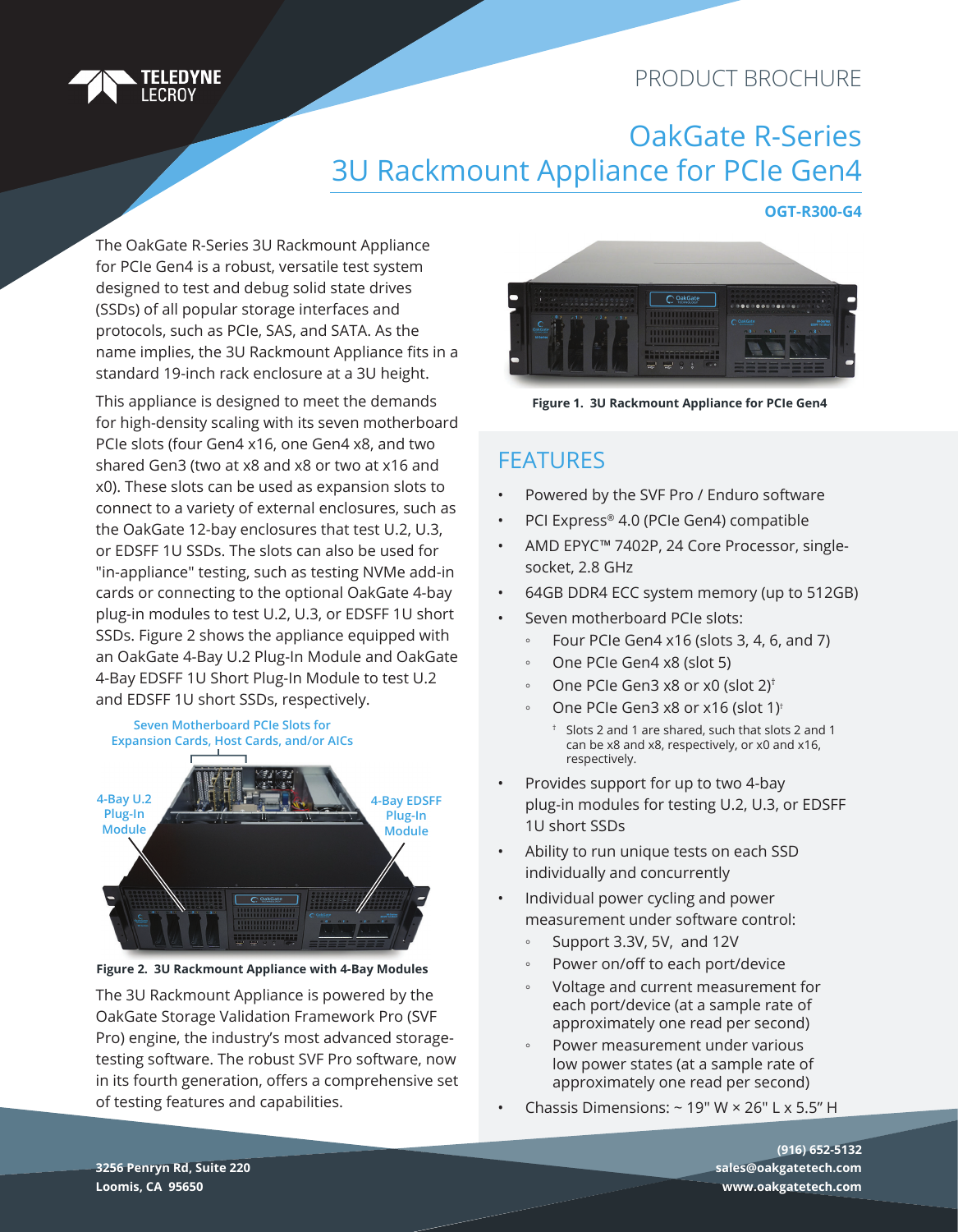PRODUCT BROCHURE

# OakGate R-Series
# 3U Rackmount Appliance for PCIe Gen4

**OGT-R300-G4**

The OakGate R-Series 3U Rackmount Appliance for PCIe Gen4 is a robust, versatile test system designed to test and debug solid state drives (SSDs) of all popular storage interfaces and protocols, such as PCIe, SAS, and SATA. As the name implies, the 3U Rackmount Appliance fits in a standard 19-inch rack enclosure at a 3U height.

This appliance is designed to meet the demands for high-density scaling with its seven motherboard PCIe slots (four Gen4 x16, one Gen4 x8, and two shared Gen3 (two at x8 and x8 or two at x16 and x0). These slots can be used as expansion slots to connect to a variety of external enclosures, such as the OakGate 12-bay enclosures that test U.2, U.3, or EDSFF 1U SSDs. The slots can also be used for "in-appliance" testing, such as testing NVMe add-in cards or connecting to the optional OakGate 4-bay plug-in modules to test U.2, U.3, or EDSFF 1U short SSDs. Figure 2 shows the appliance equipped with an OakGate 4-Bay U.2 Plug-In Module and OakGate 4-Bay EDSFF 1U Short Plug-In Module to test U.2 and EDSFF 1U short SSDs, respectively.

Seven Motherboard PCIe Slots for Expansion Cards, Host Cards, and/or AICs

4-Bay U.2 Plug-In Module

4-Bay EDSFF Plug-In Module

**Figure 2. 3U Rackmount Appliance with 4-Bay Modules**

The 3U Rackmount Appliance is powered by the OakGate Storage Validation Framework Pro (SVF Pro) engine, the industry's most advanced storage-testing software. The robust SVF Pro software, now in its fourth generation, offers a comprehensive set of testing features and capabilities.

**Figure 1. 3U Rackmount Appliance for PCIe Gen4**

## FEATURES

- Powered by the SVF Pro / Enduro software
- PCI Express® 4.0 (PCIe Gen4) compatible
- AMD EPYC™ 7402P, 24 Core Processor, single-socket, 2.8 GHz
- 64GB DDR4 ECC system memory (up to 512GB)
- Seven motherboard PCIe slots:
  - Four PCIe Gen4 x16 (slots 3, 4, 6, and 7)
  - One PCIe Gen4 x8 (slot 5)
  - One PCIe Gen3 x8 or x0 (slot 2)†
  - One PCIe Gen3 x8 or x16 (slot 1)†
    - † Slots 2 and 1 are shared, such that slots 2 and 1 can be x8 and x8, respectively, or x0 and x16, respectively.
- Provides support for up to two 4-bay plug-in modules for testing U.2, U.3, or EDSFF 1U short SSDs
- Ability to run unique tests on each SSD individually and concurrently
- Individual power cycling and power measurement under software control:
  - Support 3.3V, 5V, and 12V
  - Power on/off to each port/device
  - Voltage and current measurement for each port/device (at a sample rate of approximately one read per second)
  - Power measurement under various low power states (at a sample rate of approximately one read per second)
- Chassis Dimensions: ~ 19" W × 26" L x 5.5" H

**3256 Penryn Rd, Suite 220**
**Loomis, CA 95650**

**(916) 652-5132**
**sales@oakgatetech.com**
**www.oakgatetech.com**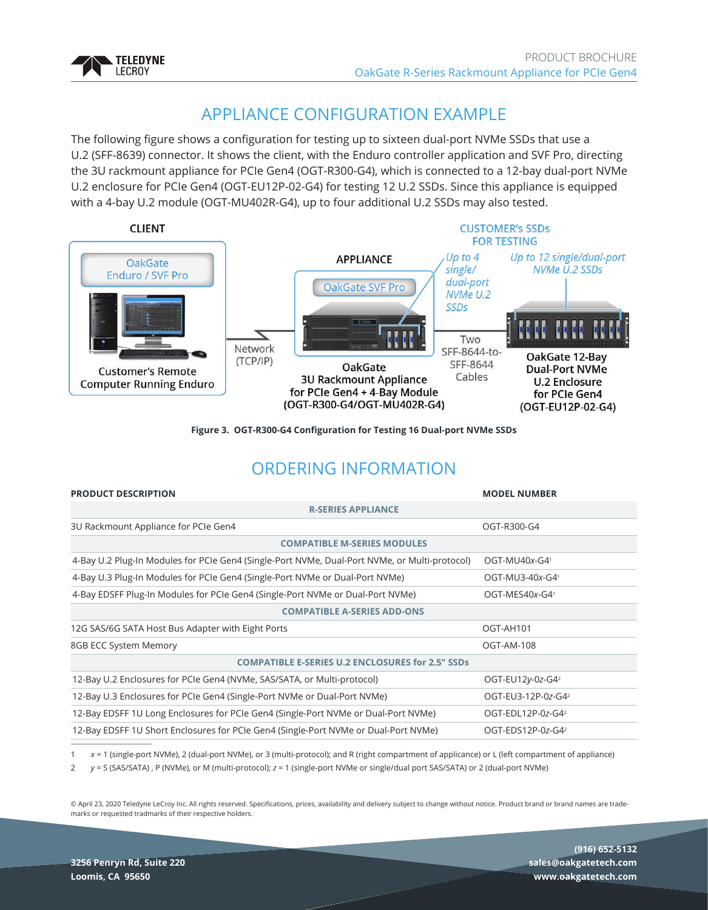# APPLIANCE CONFIGURATION EXAMPLE

The following figure shows a configuration for testing up to sixteen dual-port NVMe SSDs that use a U.2 (SFF-8639) connector. It shows the client, with the Enduro controller application and SVF Pro, directing the 3U rackmount appliance for PCIe Gen4 (OGT-R300-G4), which is connected to a 12-bay dual-port NVMe U.2 enclosure for PCIe Gen4 (OGT-EU12P-02-G4) for testing 12 U.2 SSDs. Since this appliance is equipped with a 4-bay U.2 module (OGT-MU402R-G4), up to four additional U.2 SSDs may also tested.

CLIENT

OakGate Enduro / SVF Pro

Customer's Remote Computer Running Enduro

Network (TCP/IP)

APPLIANCE

OakGate SVF Pro

OakGate 3U Rackmount Appliance for PCIe Gen4 + 4-Bay Module (OGT-R300-G4/OGT-MU402R-G4)

CUSTOMER's SSDs FOR TESTING

*Up to 4 single/ dual-port NVMe U.2 SSDs*

*Up to 12 single/dual-port NVMe U.2 SSDs*

Two SFF-8644-to-SFF-8644 Cables

OakGate 12-Bay Dual-Port NVMe U.2 Enclosure for PCIe Gen4 (OGT-EU12P-02-G4)

**Figure 3. OGT-R300-G4 Configuration for Testing 16 Dual-port NVMe SSDs**

# ORDERING INFORMATION

| PRODUCT DESCRIPTION | MODEL NUMBER |
|---|---|
| **R-SERIES APPLIANCE** | |
| 3U Rackmount Appliance for PCIe Gen4 | OGT-R300-G4 |
| **COMPATIBLE M-SERIES MODULES** | |
| 4-Bay U.2 Plug-In Modules for PCIe Gen4 (Single-Port NVMe, Dual-Port NVMe, or Multi-protocol) | OGT-MU40*x*-G4[1] |
| 4-Bay U.3 Plug-In Modules for PCIe Gen4 (Single-Port NVMe or Dual-Port NVMe) | OGT-MU3-40*x*-G4[1] |
| 4-Bay EDSFF Plug-In Modules for PCIe Gen4 (Single-Port NVMe or Dual-Port NVMe) | OGT-MES40*x*-G4[1] |
| **COMPATIBLE A-SERIES ADD-ONS** | |
| 12G SAS/6G SATA Host Bus Adapter with Eight Ports | OGT-AH101 |
| 8GB ECC System Memory | OGT-AM-108 |
| **COMPATIBLE E-SERIES U.2 ENCLOSURES for 2.5" SSDs** | |
| 12-Bay U.2 Enclosures for PCIe Gen4 (NVMe, SAS/SATA, or Multi-protocol) | OGT-EU12*y*-0*z*-G4[2] |
| 12-Bay U.3 Enclosures for PCIe Gen4 (Single-Port NVMe or Dual-Port NVMe) | OGT-EU3-12P-0*z*-G4[2] |
| 12-Bay EDSFF 1U Long Enclosures for PCIe Gen4 (Single-Port NVMe or Dual-Port NVMe) | OGT-EDL12P-0*z*-G4[2] |
| 12-Bay EDSFF 1U Short Enclosures for PCIe Gen4 (Single-Port NVMe or Dual-Port NVMe) | OGT-EDS12P-0*z*-G4[2] |

1 *x* = 1 (single-port NVMe), 2 (dual-port NVMe), or 3 (multi-protocol); and R (right compartment of applicance) or L (left compartment of appliance)

2 *y* = S (SAS/SATA) , P (NVMe), or M (multi-protocol); *z* = 1 (single-port NVMe or single/dual port SAS/SATA) or 2 (dual-port NVMe)

© April 23, 2020 Teledyne LeCroy Inc. All rights reserved. Specifications, prices, availability and delivery subject to change without notice. Product brand or brand names are trademarks or requested tradmarks of their respective holders.

**3256 Penryn Rd, Suite 220**
**Loomis, CA 95650**

**(916) 652-5132**
**sales@oakgatetech.com**
**www.oakgatetech.com**